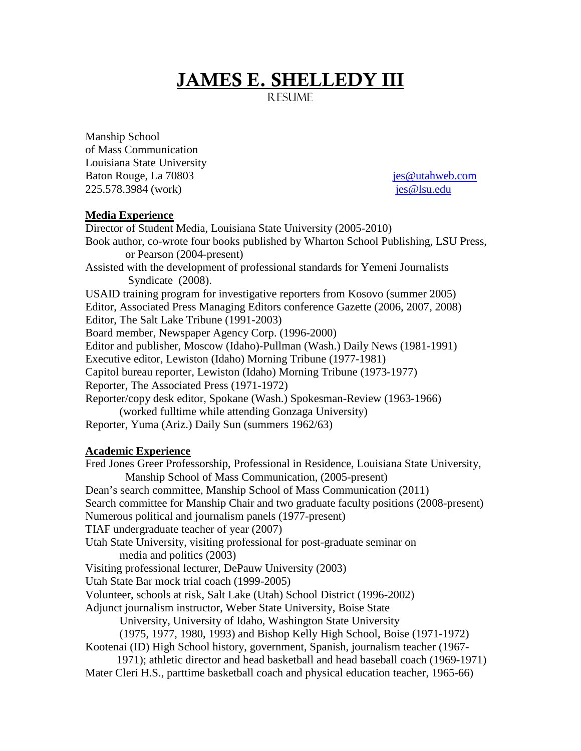# JAMES E. SHELLEDY III

RESUME

Manship School
of Mass Communication
Louisiana State University
Baton Rouge, La 70803
225.578.3984 (work)

jes@utahweb.com
jes@lsu.edu

**Media Experience**

Director of Student Media, Louisiana State University (2005-2010)
Book author, co-wrote four books published by Wharton School Publishing, LSU Press, or Pearson (2004-present)
Assisted with the development of professional standards for Yemeni Journalists Syndicate (2008).
USAID training program for investigative reporters from Kosovo (summer 2005)
Editor, Associated Press Managing Editors conference Gazette (2006, 2007, 2008)
Editor, The Salt Lake Tribune (1991-2003)
Board member, Newspaper Agency Corp. (1996-2000)
Editor and publisher, Moscow (Idaho)-Pullman (Wash.) Daily News (1981-1991)
Executive editor, Lewiston (Idaho) Morning Tribune (1977-1981)
Capitol bureau reporter, Lewiston (Idaho) Morning Tribune (1973-1977)
Reporter, The Associated Press (1971-1972)
Reporter/copy desk editor, Spokane (Wash.) Spokesman-Review (1963-1966)
(worked fulltime while attending Gonzaga University)
Reporter, Yuma (Ariz.) Daily Sun (summers 1962/63)

**Academic Experience**

Fred Jones Greer Professorship, Professional in Residence, Louisiana State University, Manship School of Mass Communication, (2005-present)
Dean's search committee, Manship School of Mass Communication (2011)
Search committee for Manship Chair and two graduate faculty positions (2008-present)
Numerous political and journalism panels (1977-present)
TIAF undergraduate teacher of year (2007)
Utah State University, visiting professional for post-graduate seminar on media and politics (2003)
Visiting professional lecturer, DePauw University (2003)
Utah State Bar mock trial coach (1999-2005)
Volunteer, schools at risk, Salt Lake (Utah) School District (1996-2002)
Adjunct journalism instructor, Weber State University, Boise State University, University of Idaho, Washington State University (1975, 1977, 1980, 1993) and Bishop Kelly High School, Boise (1971-1972)
Kootenai (ID) High School history, government, Spanish, journalism teacher (1967-1971); athletic director and head basketball and head baseball coach (1969-1971)
Mater Cleri H.S., parttime basketball coach and physical education teacher, 1965-66)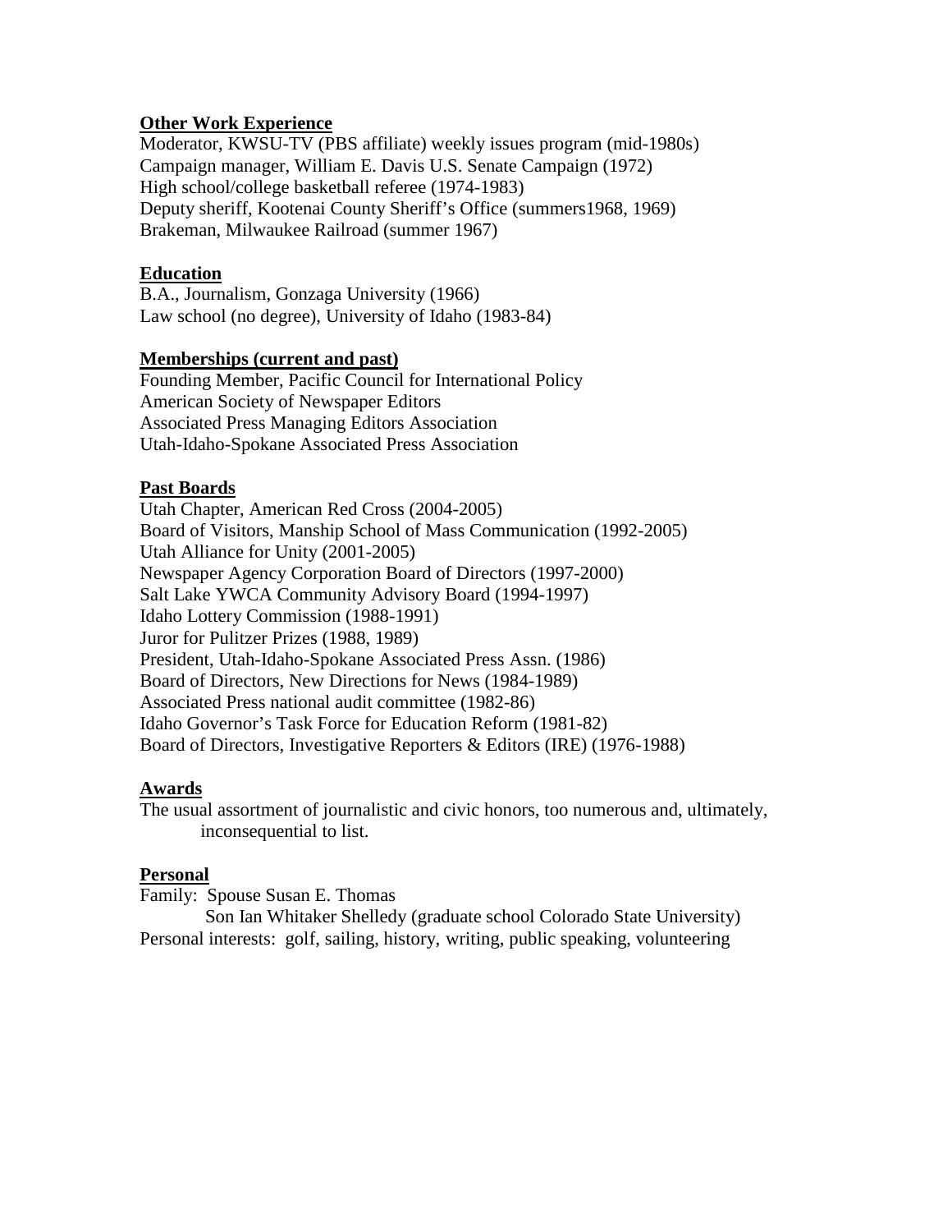**Other Work Experience**

Moderator, KWSU-TV (PBS affiliate) weekly issues program (mid-1980s)
Campaign manager, William E. Davis U.S. Senate Campaign (1972)
High school/college basketball referee (1974-1983)
Deputy sheriff, Kootenai County Sheriff's Office (summers1968, 1969)
Brakeman, Milwaukee Railroad (summer 1967)

**Education**

B.A., Journalism, Gonzaga University (1966)
Law school (no degree), University of Idaho (1983-84)

**Memberships (current and past)**

Founding Member, Pacific Council for International Policy
American Society of Newspaper Editors
Associated Press Managing Editors Association
Utah-Idaho-Spokane Associated Press Association

**Past Boards**

Utah Chapter, American Red Cross (2004-2005)
Board of Visitors, Manship School of Mass Communication (1992-2005)
Utah Alliance for Unity (2001-2005)
Newspaper Agency Corporation Board of Directors (1997-2000)
Salt Lake YWCA Community Advisory Board (1994-1997)
Idaho Lottery Commission (1988-1991)
Juror for Pulitzer Prizes (1988, 1989)
President, Utah-Idaho-Spokane Associated Press Assn. (1986)
Board of Directors, New Directions for News (1984-1989)
Associated Press national audit committee (1982-86)
Idaho Governor's Task Force for Education Reform (1981-82)
Board of Directors, Investigative Reporters & Editors (IRE) (1976-1988)

**Awards**

The usual assortment of journalistic and civic honors, too numerous and, ultimately, inconsequential to list.

**Personal**

Family: Spouse Susan E. Thomas
Son Ian Whitaker Shelledy (graduate school Colorado State University)
Personal interests: golf, sailing, history, writing, public speaking, volunteering